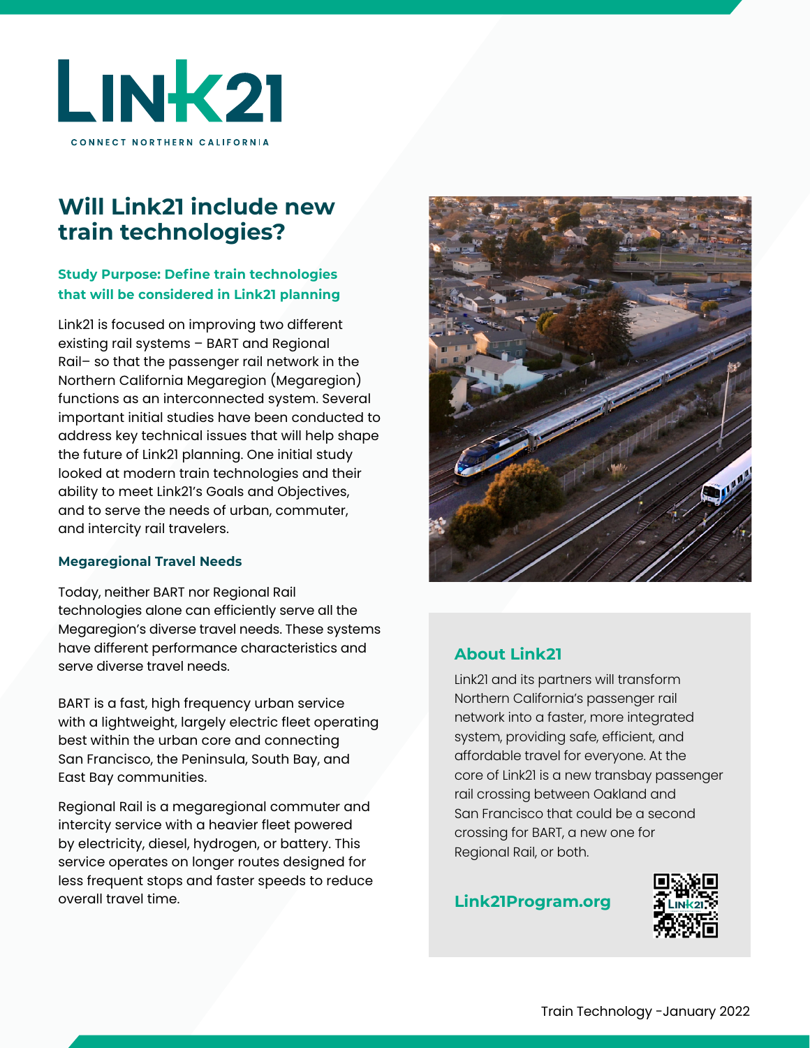# LINK21

CONNECT NORTHERN CALIFORNIA

## Will Link21 include new train technologies?

### Study Purpose: Define train technologies that will be considered in Link21 planning

Link21 is focused on improving two different existing rail systems – BART and Regional Rail– so that the passenger rail network in the Northern California Megaregion (Megaregion) functions as an interconnected system. Several important initial studies have been conducted to address key technical issues that will help shape the future of Link21 planning. One initial study looked at modern train technologies and their ability to meet Link21's Goals and Objectives, and to serve the needs of urban, commuter, and intercity rail travelers.

### Megaregional Travel Needs

Today, neither BART nor Regional Rail technologies alone can efficiently serve all the Megaregion's diverse travel needs. These systems have different performance characteristics and serve diverse travel needs.

BART is a fast, high frequency urban service with a lightweight, largely electric fleet operating best within the urban core and connecting San Francisco, the Peninsula, South Bay, and East Bay communities.

Regional Rail is a megaregional commuter and intercity service with a heavier fleet powered by electricity, diesel, hydrogen, or battery. This service operates on longer routes designed for less frequent stops and faster speeds to reduce overall travel time.

### About Link21

Link21 and its partners will transform Northern California's passenger rail network into a faster, more integrated system, providing safe, efficient, and affordable travel for everyone. At the core of Link21 is a new transbay passenger rail crossing between Oakland and San Francisco that could be a second crossing for BART, a new one for Regional Rail, or both.

**Link21Program.org**

Train Technology -January 2022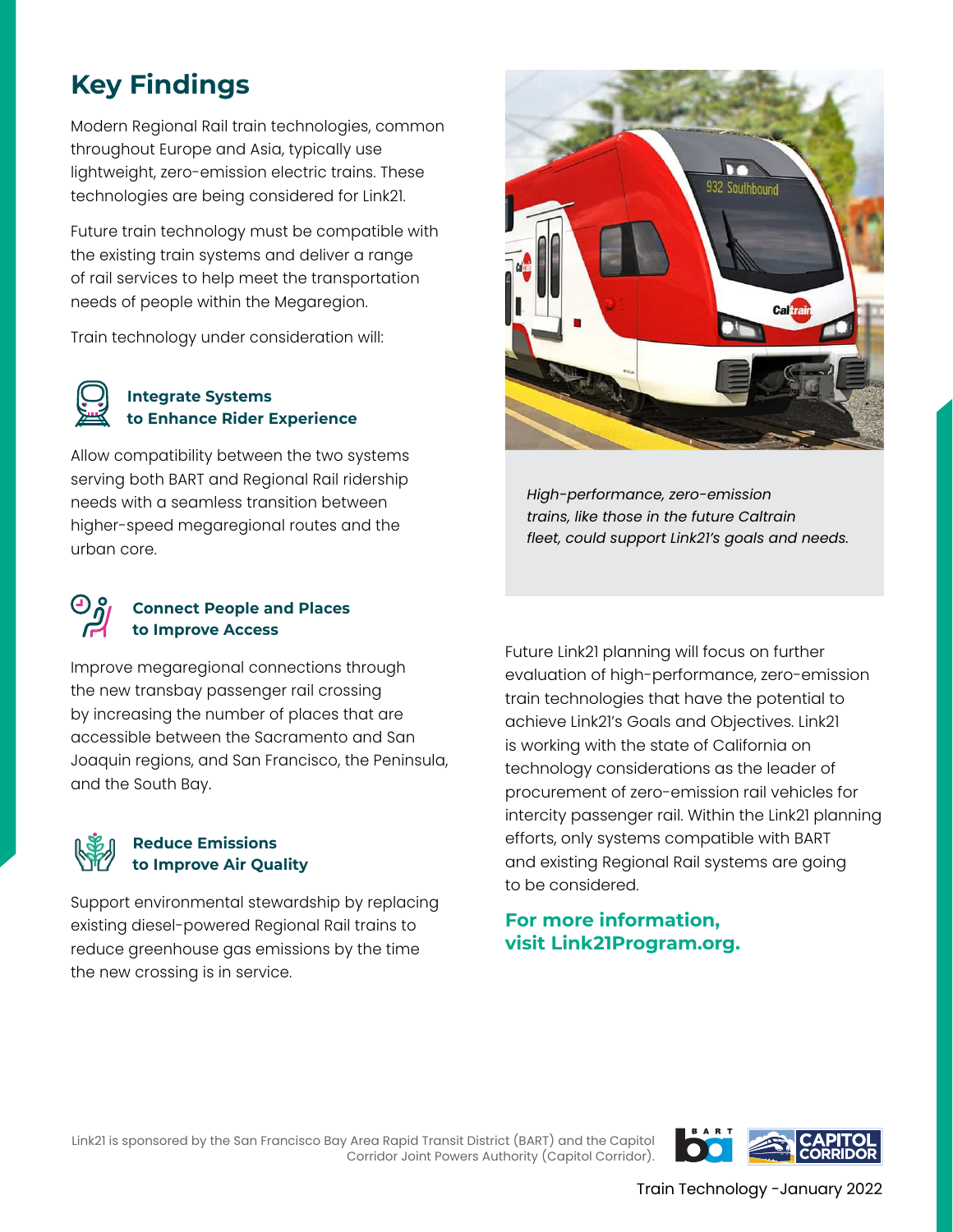# Key Findings

Modern Regional Rail train technologies, common throughout Europe and Asia, typically use lightweight, zero-emission electric trains. These technologies are being considered for Link21.

Future train technology must be compatible with the existing train systems and deliver a range of rail services to help meet the transportation needs of people within the Megaregion.

Train technology under consideration will:

### Integrate Systems to Enhance Rider Experience

Allow compatibility between the two systems serving both BART and Regional Rail ridership needs with a seamless transition between higher-speed megaregional routes and the urban core.

### Connect People and Places to Improve Access

Improve megaregional connections through the new transbay passenger rail crossing by increasing the number of places that are accessible between the Sacramento and San Joaquin regions, and San Francisco, the Peninsula, and the South Bay.

### Reduce Emissions to Improve Air Quality

Support environmental stewardship by replacing existing diesel-powered Regional Rail trains to reduce greenhouse gas emissions by the time the new crossing is in service.

*High-performance, zero-emission trains, like those in the future Caltrain fleet, could support Link21's goals and needs.*

Future Link21 planning will focus on further evaluation of high-performance, zero-emission train technologies that have the potential to achieve Link21's Goals and Objectives. Link21 is working with the state of California on technology considerations as the leader of procurement of zero-emission rail vehicles for intercity passenger rail. Within the Link21 planning efforts, only systems compatible with BART and existing Regional Rail systems are going to be considered.

**For more information, visit Link21Program.org.**

Link21 is sponsored by the San Francisco Bay Area Rapid Transit District (BART) and the Capitol Corridor Joint Powers Authority (Capitol Corridor).

Train Technology -January 2022